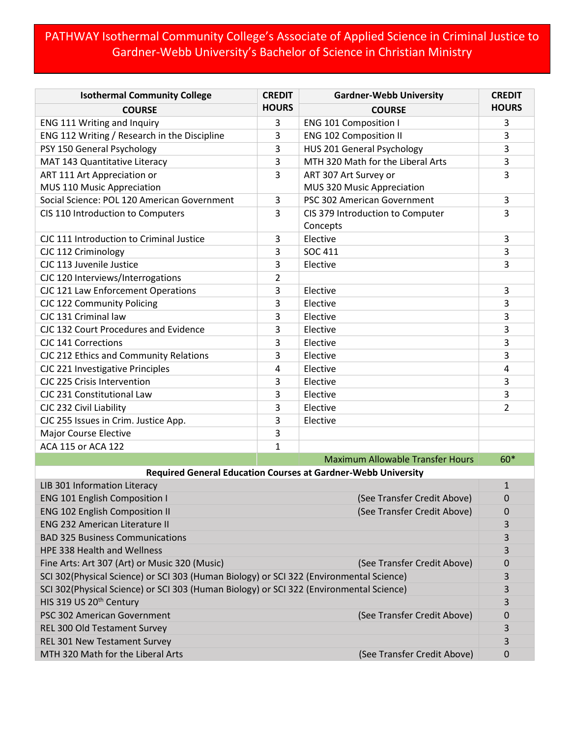# PATHWAY Isothermal Community College's Associate of Applied Science in Criminal Justice to Gardner-Webb University's Bachelor of Science in Christian Ministry

| Isothermal Community College COURSE | CREDIT HOURS | Gardner-Webb University COURSE | CREDIT HOURS |
|---|---|---|---|
| ENG 111 Writing and Inquiry | 3 | ENG 101 Composition I | 3 |
| ENG 112 Writing / Research in the Discipline | 3 | ENG 102 Composition II | 3 |
| PSY 150 General Psychology | 3 | HUS 201 General Psychology | 3 |
| MAT 143 Quantitative Literacy | 3 | MTH 320 Math for the Liberal Arts | 3 |
| ART 111 Art Appreciation or MUS 110 Music Appreciation | 3 | ART 307 Art Survey or MUS 320 Music Appreciation | 3 |
| Social Science: POL 120 American Government | 3 | PSC 302 American Government | 3 |
| CIS 110 Introduction to Computers | 3 | CIS 379 Introduction to Computer Concepts | 3 |
| CJC 111 Introduction to Criminal Justice | 3 | Elective | 3 |
| CJC 112 Criminology | 3 | SOC 411 | 3 |
| CJC 113 Juvenile Justice | 3 | Elective | 3 |
| CJC 120 Interviews/Interrogations | 2 | | |
| CJC 121 Law Enforcement Operations | 3 | Elective | 3 |
| CJC 122 Community Policing | 3 | Elective | 3 |
| CJC 131 Criminal law | 3 | Elective | 3 |
| CJC 132 Court Procedures and Evidence | 3 | Elective | 3 |
| CJC 141 Corrections | 3 | Elective | 3 |
| CJC 212 Ethics and Community Relations | 3 | Elective | 3 |
| CJC 221 Investigative Principles | 4 | Elective | 4 |
| CJC 225 Crisis Intervention | 3 | Elective | 3 |
| CJC 231 Constitutional Law | 3 | Elective | 3 |
| CJC 232 Civil Liability | 3 | Elective | 2 |
| CJC 255 Issues in Crim. Justice App. | 3 | Elective | |
| Major Course Elective | 3 | | |
| ACA 115 or ACA 122 | 1 | | |
| | | Maximum Allowable Transfer Hours | 60* |

| Required General Education Courses at Gardner-Webb University | | |
|---|---|---|
| LIB 301 Information Literacy | | 1 |
| ENG 101 English Composition I | (See Transfer Credit Above) | 0 |
| ENG 102 English Composition II | (See Transfer Credit Above) | 0 |
| ENG 232 American Literature II | | 3 |
| BAD 325 Business Communications | | 3 |
| HPE 338 Health and Wellness | | 3 |
| Fine Arts: Art 307 (Art) or Music 320 (Music) | (See Transfer Credit Above) | 0 |
| SCI 302(Physical Science) or SCI 303 (Human Biology) or SCI 322 (Environmental Science) | | 3 |
| SCI 302(Physical Science) or SCI 303 (Human Biology) or SCI 322 (Environmental Science) | | 3 |
| HIS 319 US 20th Century | | 3 |
| PSC 302 American Government | (See Transfer Credit Above) | 0 |
| REL 300 Old Testament Survey | | 3 |
| REL 301 New Testament Survey | | 3 |
| MTH 320 Math for the Liberal Arts | (See Transfer Credit Above) | 0 |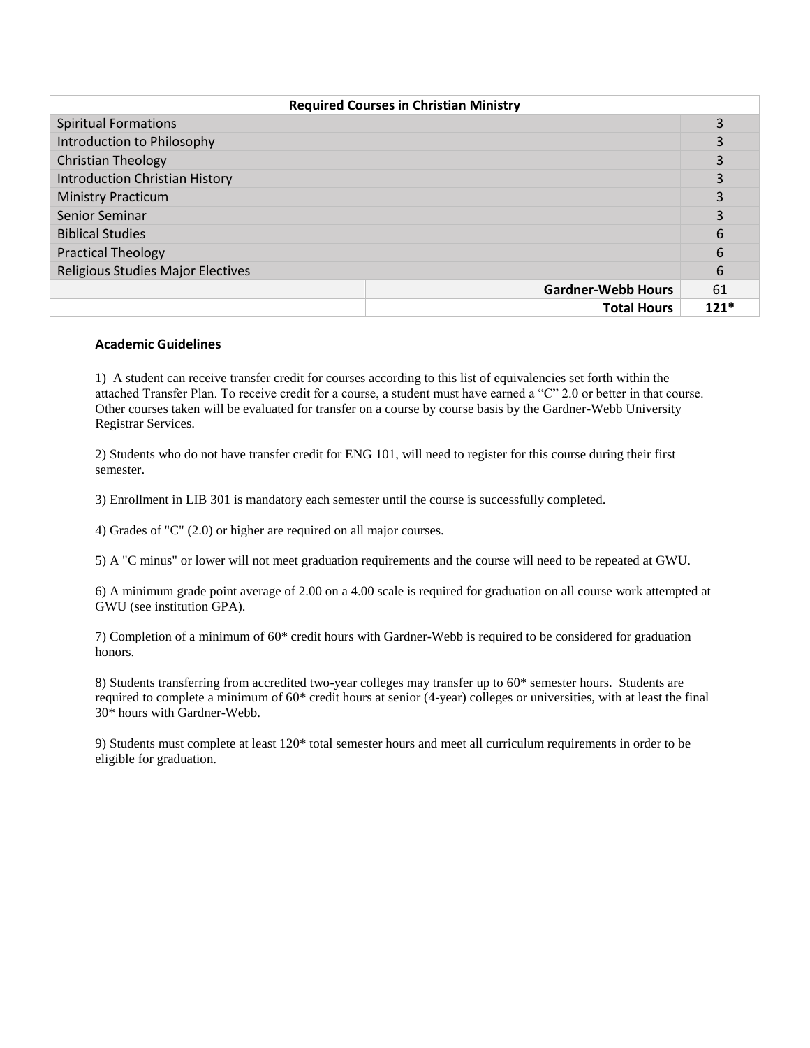| Required Courses in Christian Ministry | | | |
| --- | --- | --- | --- |
| Spiritual Formations | | | 3 |
| Introduction to Philosophy | | | 3 |
| Christian Theology | | | 3 |
| Introduction Christian History | | | 3 |
| Ministry Practicum | | | 3 |
| Senior Seminar | | | 3 |
| Biblical Studies | | | 6 |
| Practical Theology | | | 6 |
| Religious Studies Major Electives | | | 6 |
| | | **Gardner-Webb Hours** | 61 |
| | | **Total Hours** | **121*** |

### Academic Guidelines

1) A student can receive transfer credit for courses according to this list of equivalencies set forth within the attached Transfer Plan. To receive credit for a course, a student must have earned a "C" 2.0 or better in that course. Other courses taken will be evaluated for transfer on a course by course basis by the Gardner-Webb University Registrar Services.

2) Students who do not have transfer credit for ENG 101, will need to register for this course during their first semester.

3) Enrollment in LIB 301 is mandatory each semester until the course is successfully completed.

4) Grades of "C" (2.0) or higher are required on all major courses.

5) A "C minus" or lower will not meet graduation requirements and the course will need to be repeated at GWU.

6) A minimum grade point average of 2.00 on a 4.00 scale is required for graduation on all course work attempted at GWU (see institution GPA).

7) Completion of a minimum of 60* credit hours with Gardner-Webb is required to be considered for graduation honors.

8) Students transferring from accredited two-year colleges may transfer up to 60* semester hours. Students are required to complete a minimum of 60* credit hours at senior (4-year) colleges or universities, with at least the final 30* hours with Gardner-Webb.

9) Students must complete at least 120* total semester hours and meet all curriculum requirements in order to be eligible for graduation.